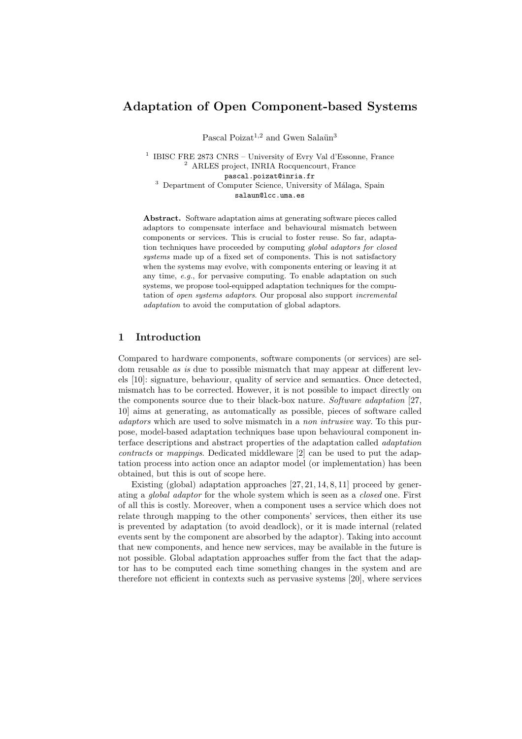# Adaptation of Open Component-based Systems

Pascal Poizat[1,2] and Gwen Salaün[3]

[1] IBISC FRE 2873 CNRS – University of Evry Val d'Essonne, France
[2] ARLES project, INRIA Rocquencourt, France
pascal.poizat@inria.fr
[3] Department of Computer Science, University of Málaga, Spain
salaun@lcc.uma.es

**Abstract.** Software adaptation aims at generating software pieces called adaptors to compensate interface and behavioural mismatch between components or services. This is crucial to foster reuse. So far, adaptation techniques have proceeded by computing *global adaptors for closed systems* made up of a fixed set of components. This is not satisfactory when the systems may evolve, with components entering or leaving it at any time, *e.g.*, for pervasive computing. To enable adaptation on such systems, we propose tool-equipped adaptation techniques for the computation of *open systems adaptors*. Our proposal also support *incremental adaptation* to avoid the computation of global adaptors.

## 1 Introduction

Compared to hardware components, software components (or services) are seldom reusable *as is* due to possible mismatch that may appear at different levels [10]: signature, behaviour, quality of service and semantics. Once detected, mismatch has to be corrected. However, it is not possible to impact directly on the components source due to their black-box nature. *Software adaptation* [27, 10] aims at generating, as automatically as possible, pieces of software called *adaptors* which are used to solve mismatch in a *non intrusive* way. To this purpose, model-based adaptation techniques base upon behavioural component interface descriptions and abstract properties of the adaptation called *adaptation contracts* or *mappings*. Dedicated middleware [2] can be used to put the adaptation process into action once an adaptor model (or implementation) has been obtained, but this is out of scope here.

Existing (global) adaptation approaches [27, 21, 14, 8, 11] proceed by generating a *global adaptor* for the whole system which is seen as a *closed* one. First of all this is costly. Moreover, when a component uses a service which does not relate through mapping to the other components' services, then either its use is prevented by adaptation (to avoid deadlock), or it is made internal (related events sent by the component are absorbed by the adaptor). Taking into account that new components, and hence new services, may be available in the future is not possible. Global adaptation approaches suffer from the fact that the adaptor has to be computed each time something changes in the system and are therefore not efficient in contexts such as pervasive systems [20], where services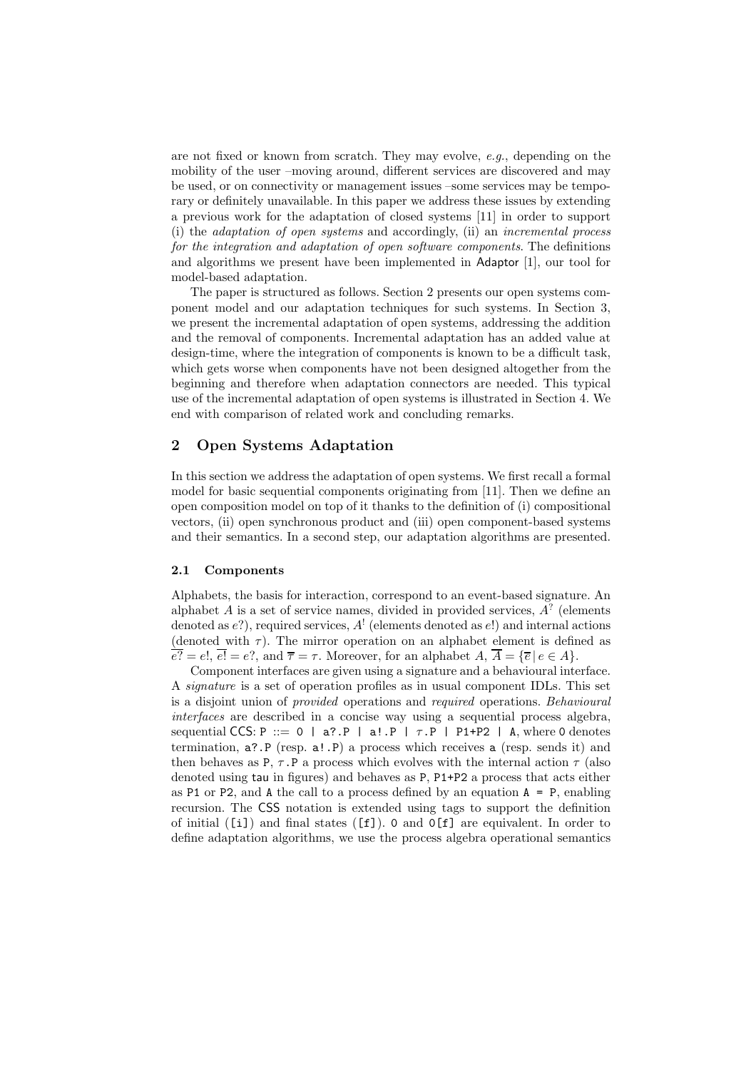are not fixed or known from scratch. They may evolve, *e.g.*, depending on the mobility of the user –moving around, different services are discovered and may be used, or on connectivity or management issues –some services may be temporary or definitely unavailable. In this paper we address these issues by extending a previous work for the adaptation of closed systems [11] in order to support (i) the *adaptation of open systems* and accordingly, (ii) an *incremental process for the integration and adaptation of open software components*. The definitions and algorithms we present have been implemented in Adaptor [1], our tool for model-based adaptation.

The paper is structured as follows. Section 2 presents our open systems component model and our adaptation techniques for such systems. In Section 3, we present the incremental adaptation of open systems, addressing the addition and the removal of components. Incremental adaptation has an added value at design-time, where the integration of components is known to be a difficult task, which gets worse when components have not been designed altogether from the beginning and therefore when adaptation connectors are needed. This typical use of the incremental adaptation of open systems is illustrated in Section 4. We end with comparison of related work and concluding remarks.

## 2 Open Systems Adaptation

In this section we address the adaptation of open systems. We first recall a formal model for basic sequential components originating from [11]. Then we define an open composition model on top of it thanks to the definition of (i) compositional vectors, (ii) open synchronous product and (iii) open component-based systems and their semantics. In a second step, our adaptation algorithms are presented.

### 2.1 Components

Alphabets, the basis for interaction, correspond to an event-based signature. An alphabet $A$ is a set of service names, divided in provided services, $A^?$ (elements denoted as $e?$), required services, $A^!$ (elements denoted as $e!$) and internal actions (denoted with $\tau$). The mirror operation on an alphabet element is defined as $\overline{e?} = e!$, $\overline{e!} = e?$, and $\overline{\tau} = \tau$. Moreover, for an alphabet $A$, $\overline{A} = \{\overline{e} \,|\, e \in A\}$.

Component interfaces are given using a signature and a behavioural interface. A *signature* is a set of operation profiles as in usual component IDLs. This set is a disjoint union of *provided* operations and *required* operations. *Behavioural interfaces* are described in a concise way using a sequential process algebra, sequential CCS: `P` $::=$ `0 | a?.P | a!.P |` $\tau$`.P | P1+P2 | A`, where `0` denotes termination, `a?.P` (resp. `a!.P`) a process which receives `a` (resp. sends it) and then behaves as `P`, $\tau$`.P` a process which evolves with the internal action $\tau$ (also denoted using `tau` in figures) and behaves as `P`, `P1+P2` a process that acts either as `P1` or `P2`, and `A` the call to a process defined by an equation `A = P`, enabling recursion. The CSS notation is extended using tags to support the definition of initial (`[i]`) and final states (`[f]`). `0` and `0[f]` are equivalent. In order to define adaptation algorithms, we use the process algebra operational semantics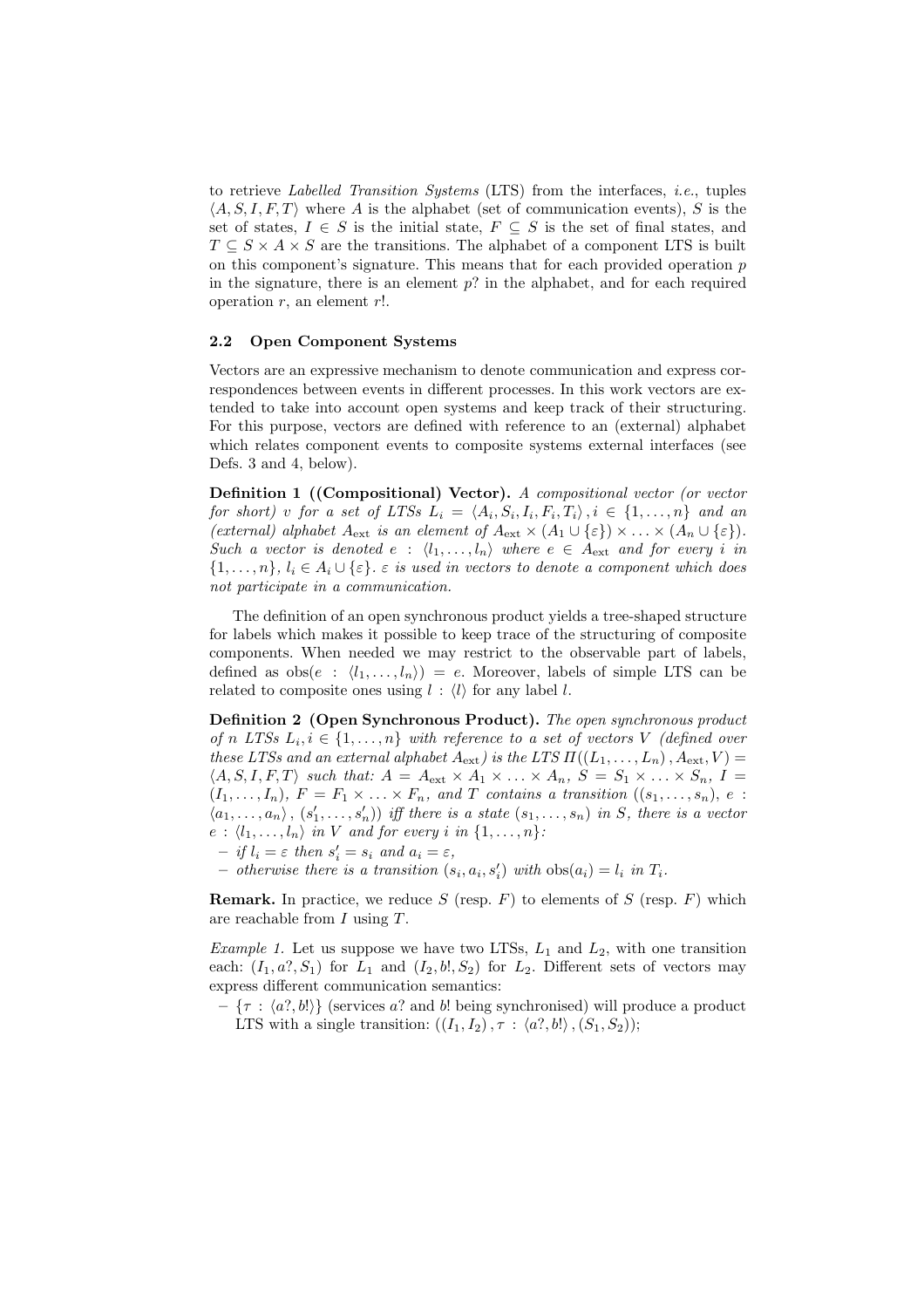to retrieve *Labelled Transition Systems* (LTS) from the interfaces, *i.e.*, tuples $\langle A, S, I, F, T \rangle$ where $A$ is the alphabet (set of communication events), $S$ is the set of states, $I \in S$ is the initial state, $F \subseteq S$ is the set of final states, and $T \subseteq S \times A \times S$ are the transitions. The alphabet of a component LTS is built on this component's signature. This means that for each provided operation $p$ in the signature, there is an element $p?$ in the alphabet, and for each required operation $r$, an element $r!$.

### 2.2 Open Component Systems

Vectors are an expressive mechanism to denote communication and express correspondences between events in different processes. In this work vectors are extended to take into account open systems and keep track of their structuring. For this purpose, vectors are defined with reference to an (external) alphabet which relates component events to composite systems external interfaces (see Defs. 3 and 4, below).

**Definition 1 ((Compositional) Vector).** *A compositional vector (or vector for short) $v$ for a set of LTSs $L_i = \langle A_i, S_i, I_i, F_i, T_i \rangle, i \in \{1, \ldots, n\}$ and an (external) alphabet $A_{\text{ext}}$ is an element of $A_{\text{ext}} \times (A_1 \cup \{\varepsilon\}) \times \ldots \times (A_n \cup \{\varepsilon\})$. Such a vector is denoted $e : \langle l_1, \ldots, l_n \rangle$ where $e \in A_{\text{ext}}$ and for every $i$ in $\{1, \ldots, n\}$, $l_i \in A_i \cup \{\varepsilon\}$. $\varepsilon$ is used in vectors to denote a component which does not participate in a communication.*

The definition of an open synchronous product yields a tree-shaped structure for labels which makes it possible to keep trace of the structuring of composite components. When needed we may restrict to the observable part of labels, defined as $\text{obs}(e : \langle l_1, \ldots, l_n \rangle) = e$. Moreover, labels of simple LTS can be related to composite ones using $l : \langle l \rangle$ for any label $l$.

**Definition 2 (Open Synchronous Product).** *The open synchronous product of $n$ LTSs $L_i, i \in \{1, \ldots, n\}$ with reference to a set of vectors $V$ (defined over these LTSs and an external alphabet $A_{\text{ext}}$) is the LTS $\Pi((L_1, \ldots, L_n), A_{\text{ext}}, V) = \langle A, S, I, F, T \rangle$ such that: $A = A_{\text{ext}} \times A_1 \times \ldots \times A_n$, $S = S_1 \times \ldots \times S_n$, $I = (I_1, \ldots, I_n)$, $F = F_1 \times \ldots \times F_n$, and $T$ contains a transition $((s_1, \ldots, s_n), e : \langle a_1, \ldots, a_n \rangle, (s'_1, \ldots, s'_n))$ iff there is a state $(s_1, \ldots, s_n)$ in $S$, there is a vector $e : \langle l_1, \ldots, l_n \rangle$ in $V$ and for every $i$ in $\{1, \ldots, n\}$:*

- *if $l_i = \varepsilon$ then $s'_i = s_i$ and $a_i = \varepsilon$,*
- *otherwise there is a transition $(s_i, a_i, s'_i)$ with $\text{obs}(a_i) = l_i$ in $T_i$.*

**Remark.** In practice, we reduce $S$ (resp. $F$) to elements of $S$ (resp. $F$) which are reachable from $I$ using $T$.

*Example 1.* Let us suppose we have two LTSs, $L_1$ and $L_2$, with one transition each: $(I_1, a?, S_1)$ for $L_1$ and $(I_2, b!, S_2)$ for $L_2$. Different sets of vectors may express different communication semantics:

- $\{\tau : \langle a?, b! \rangle\}$ (services $a?$ and $b!$ being synchronised) will produce a product LTS with a single transition: $((I_1, I_2), \tau : \langle a?, b! \rangle, (S_1, S_2))$;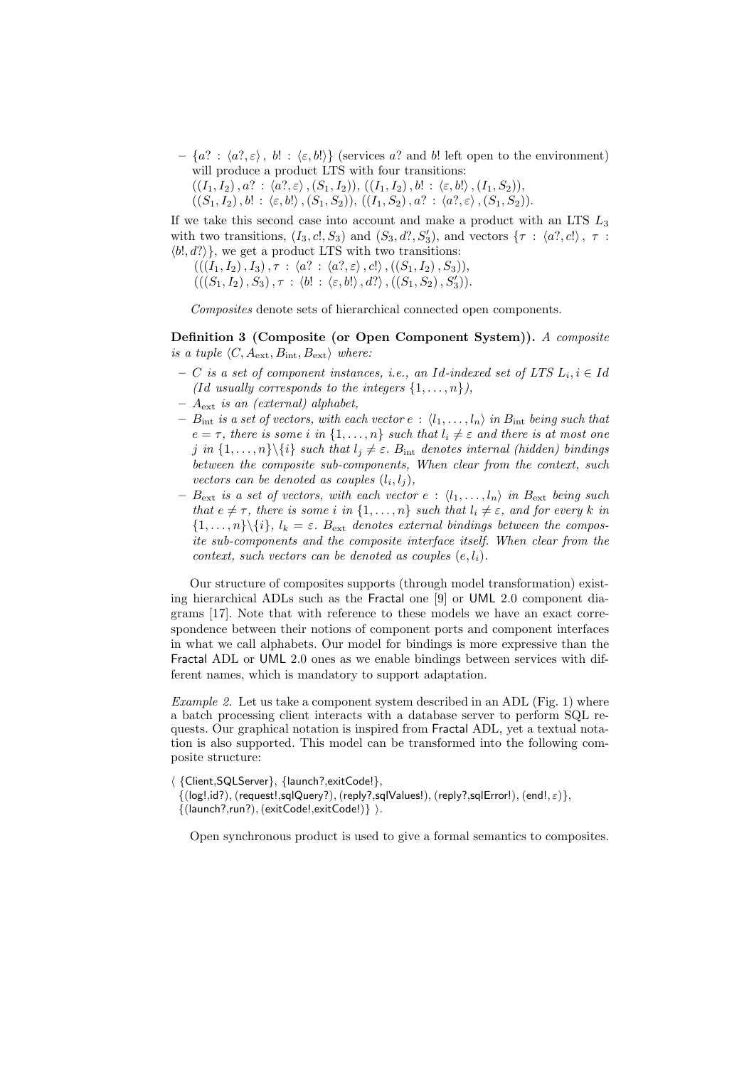- $\{a? : \langle a?, \varepsilon \rangle,\ b! : \langle \varepsilon, b! \rangle\}$ (services $a?$ and $b!$ left open to the environment) will produce a product LTS with four transitions:
  $((I_1, I_2), a? : \langle a?, \varepsilon \rangle, (S_1, I_2))$, $((I_1, I_2), b! : \langle \varepsilon, b! \rangle, (I_1, S_2))$,
  $((S_1, I_2), b! : \langle \varepsilon, b! \rangle, (S_1, S_2))$, $((I_1, S_2), a? : \langle a?, \varepsilon \rangle, (S_1, S_2))$.

If we take this second case into account and make a product with an LTS $L_3$ with two transitions, $(I_3, c!, S_3)$ and $(S_3, d?, S_3')$, and vectors $\{\tau : \langle a?, c! \rangle,\ \tau : \langle b!, d? \rangle\}$, we get a product LTS with two transitions:
$(((I_1, I_2), I_3), \tau : \langle a? : \langle a?, \varepsilon \rangle, c! \rangle, ((S_1, I_2), S_3))$,
$(((S_1, I_2), S_3), \tau : \langle b! : \langle \varepsilon, b! \rangle, d? \rangle, ((S_1, S_2), S_3'))$.

*Composites* denote sets of hierarchical connected open components.

**Definition 3 (Composite (or Open Component System)).** *A composite is a tuple $\langle C, A_{\text{ext}}, B_{\text{int}}, B_{\text{ext}} \rangle$ where:*

- *$C$ is a set of component instances, i.e., an $Id$-indexed set of LTS $L_i, i \in Id$ ($Id$ usually corresponds to the integers $\{1, \ldots, n\}$),*
- *$A_{\text{ext}}$ is an (external) alphabet,*
- *$B_{\text{int}}$ is a set of vectors, with each vector $e : \langle l_1, \ldots, l_n \rangle$ in $B_{\text{int}}$ being such that $e = \tau$, there is some $i$ in $\{1, \ldots, n\}$ such that $l_i \neq \varepsilon$ and there is at most one $j$ in $\{1, \ldots, n\} \backslash \{i\}$ such that $l_j \neq \varepsilon$. $B_{\text{int}}$ denotes internal (hidden) bindings between the composite sub-components, When clear from the context, such vectors can be denoted as couples $(l_i, l_j)$,*
- *$B_{\text{ext}}$ is a set of vectors, with each vector $e : \langle l_1, \ldots, l_n \rangle$ in $B_{\text{ext}}$ being such that $e \neq \tau$, there is some $i$ in $\{1, \ldots, n\}$ such that $l_i \neq \varepsilon$, and for every $k$ in $\{1, \ldots, n\} \backslash \{i\}$, $l_k = \varepsilon$. $B_{\text{ext}}$ denotes external bindings between the composite sub-components and the composite interface itself. When clear from the context, such vectors can be denoted as couples $(e, l_i)$.*

Our structure of composites supports (through model transformation) existing hierarchical ADLs such as the Fractal one [9] or UML 2.0 component diagrams [17]. Note that with reference to these models we have an exact correspondence between their notions of component ports and component interfaces in what we call alphabets. Our model for bindings is more expressive than the Fractal ADL or UML 2.0 ones as we enable bindings between services with different names, which is mandatory to support adaptation.

*Example 2.* Let us take a component system described in an ADL (Fig. 1) where a batch processing client interacts with a database server to perform SQL requests. Our graphical notation is inspired from Fractal ADL, yet a textual notation is also supported. This model can be transformed into the following composite structure:

$\langle$ {Client,SQLServer}, {launch?,exitCode!},
{(log!,id?), (request!,sqlQuery?), (reply?,sqlValues!), (reply?,sqlError!), (end!, $\varepsilon$)},
{(launch?,run?), (exitCode!,exitCode!)} $\rangle$.

Open synchronous product is used to give a formal semantics to composites.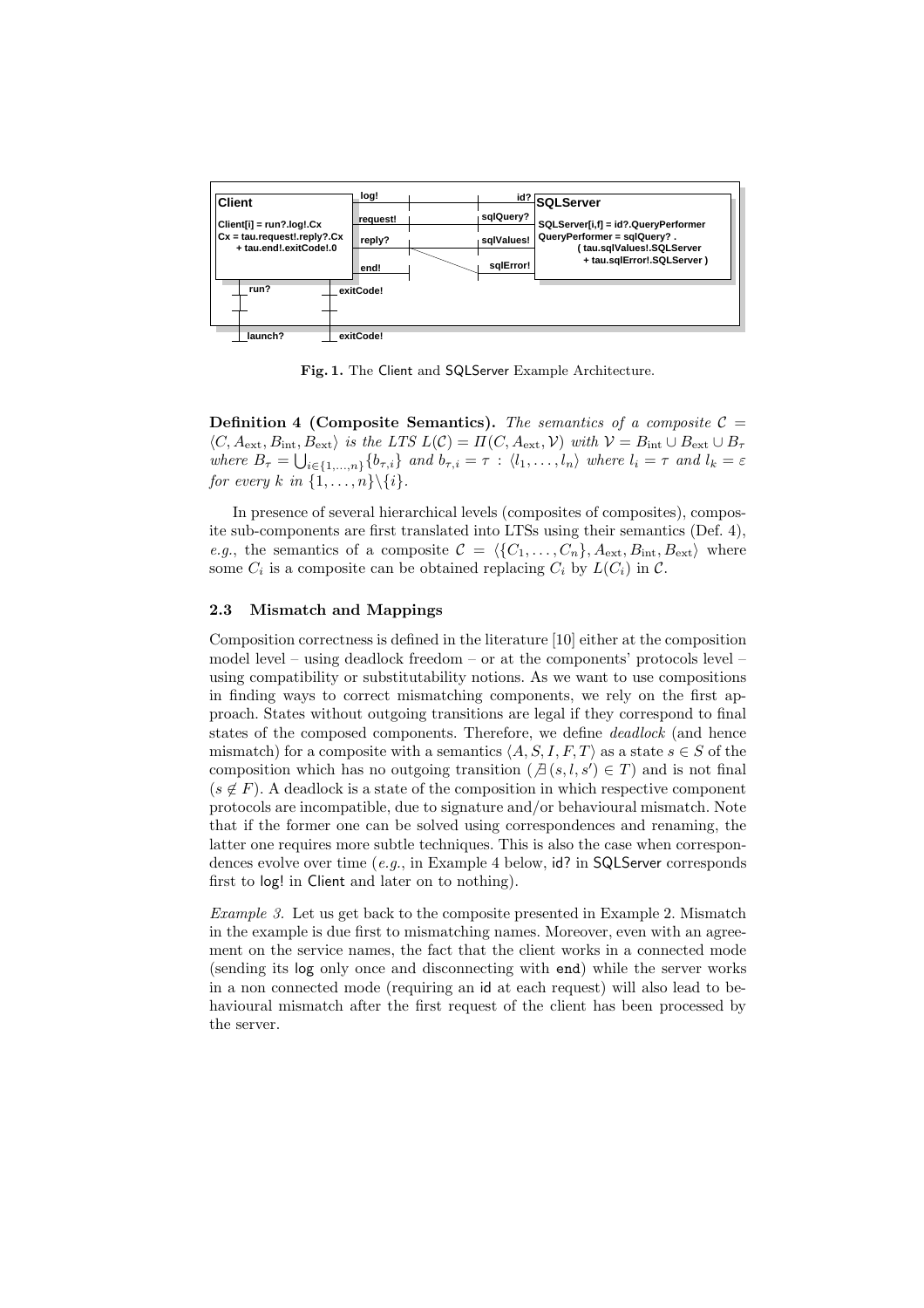**Fig. 1.** The Client and SQLServer Example Architecture.

**Definition 4 (Composite Semantics).** *The semantics of a composite* $\mathcal{C} = \langle C, A_{\text{ext}}, B_{\text{int}}, B_{\text{ext}} \rangle$ *is the LTS* $L(\mathcal{C}) = \Pi(C, A_{\text{ext}}, \mathcal{V})$ *with* $\mathcal{V} = B_{\text{int}} \cup B_{\text{ext}} \cup B_\tau$ *where* $B_\tau = \bigcup_{i \in \{1,\ldots,n\}} \{b_{\tau,i}\}$ *and* $b_{\tau,i} = \tau : \langle l_1, \ldots, l_n \rangle$ *where* $l_i = \tau$ *and* $l_k = \varepsilon$ *for every* $k$ *in* $\{1, \ldots, n\} \backslash \{i\}$.

In presence of several hierarchical levels (composites of composites), composite sub-components are first translated into LTSs using their semantics (Def. 4), *e.g.*, the semantics of a composite $\mathcal{C} = \langle \{C_1, \ldots, C_n\}, A_{\text{ext}}, B_{\text{int}}, B_{\text{ext}} \rangle$ where some $C_i$ is a composite can be obtained replacing $C_i$ by $L(C_i)$ in $\mathcal{C}$.

### 2.3 Mismatch and Mappings

Composition correctness is defined in the literature [10] either at the composition model level – using deadlock freedom – or at the components' protocols level – using compatibility or substitutability notions. As we want to use compositions in finding ways to correct mismatching components, we rely on the first approach. States without outgoing transitions are legal if they correspond to final states of the composed components. Therefore, we define *deadlock* (and hence mismatch) for a composite with a semantics $\langle A, S, I, F, T \rangle$ as a state $s \in S$ of the composition which has no outgoing transition ($\nexists (s, l, s') \in T$) and is not final ($s \notin F$). A deadlock is a state of the composition in which respective component protocols are incompatible, due to signature and/or behavioural mismatch. Note that if the former one can be solved using correspondences and renaming, the latter one requires more subtle techniques. This is also the case when correspondences evolve over time (*e.g.*, in Example 4 below, id? in SQLServer corresponds first to log! in Client and later on to nothing).

*Example 3.* Let us get back to the composite presented in Example 2. Mismatch in the example is due first to mismatching names. Moreover, even with an agreement on the service names, the fact that the client works in a connected mode (sending its log only once and disconnecting with end) while the server works in a non connected mode (requiring an id at each request) will also lead to behavioural mismatch after the first request of the client has been processed by the server.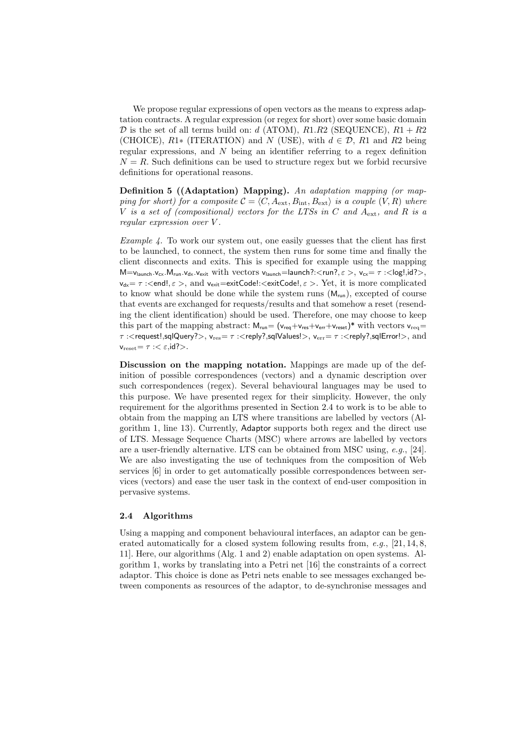We propose regular expressions of open vectors as the means to express adaptation contracts. A regular expression (or regex for short) over some basic domain $\mathcal{D}$ is the set of all terms build on: $d$ (ATOM), $R1.R2$ (SEQUENCE), $R1 + R2$ (CHOICE), $R1*$ (ITERATION) and $N$ (USE), with $d \in \mathcal{D}$, $R1$ and $R2$ being regular expressions, and $N$ being an identifier referring to a regex definition $N = R$. Such definitions can be used to structure regex but we forbid recursive definitions for operational reasons.

**Definition 5 ((Adaptation) Mapping).** *An adaptation mapping (or mapping for short) for a composite $\mathcal{C} = \langle C, A_{\text{ext}}, B_{\text{int}}, B_{\text{ext}} \rangle$ is a couple $(V, R)$ where $V$ is a set of (compositional) vectors for the LTSs in $C$ and $A_{\text{ext}}$, and $R$ is a regular expression over $V$.*

*Example 4.* To work our system out, one easily guesses that the client has first to be launched, to connect, the system then runs for some time and finally the client disconnects and exits. This is specified for example using the mapping $\mathsf{M}=\mathsf{v}_{\mathsf{launch}}.\mathsf{v}_{\mathsf{cx}}.\mathsf{M}_{\mathsf{run}}.\mathsf{v}_{\mathsf{dx}}.\mathsf{v}_{\mathsf{exit}}$ with vectors $\mathsf{v}_{\mathsf{launch}}=\mathsf{launch?}:<\mathsf{run?}, \varepsilon>$, $\mathsf{v}_{\mathsf{cx}}= \tau :<\mathsf{log!},\mathsf{id?}>$, $\mathsf{v}_{\mathsf{dx}}= \tau :<\mathsf{end!}, \varepsilon>$, and $\mathsf{v}_{\mathsf{exit}}=\mathsf{exitCode!}:<\mathsf{exitCode!}, \varepsilon>$. Yet, it is more complicated to know what should be done while the system runs ($\mathsf{M}_{\mathsf{run}}$), excepted of course that events are exchanged for requests/results and that somehow a reset (resending the client identification) should be used. Therefore, one may choose to keep this part of the mapping abstract: $\mathsf{M}_{\mathsf{run}}= (\mathsf{v}_{\mathsf{req}}+\mathsf{v}_{\mathsf{res}}+\mathsf{v}_{\mathsf{err}}+\mathsf{v}_{\mathsf{reset}})*$ with vectors $\mathsf{v}_{\mathrm{req}}= \tau :<\mathsf{request!},\mathsf{sqlQuery?}>$, $\mathsf{v}_{\mathrm{res}}= \tau :<\mathsf{reply?},\mathsf{sqlValues!}>$, $\mathsf{v}_{\mathrm{err}}= \tau :<\mathsf{reply?},\mathsf{sqlError!}>$, and $\mathsf{v}_{\mathrm{reset}}= \tau :<\varepsilon,\mathsf{id?}>$.

**Discussion on the mapping notation.** Mappings are made up of the definition of possible correspondences (vectors) and a dynamic description over such correspondences (regex). Several behavioural languages may be used to this purpose. We have presented regex for their simplicity. However, the only requirement for the algorithms presented in Section 2.4 to work is to be able to obtain from the mapping an LTS where transitions are labelled by vectors (Algorithm 1, line 13). Currently, Adaptor supports both regex and the direct use of LTS. Message Sequence Charts (MSC) where arrows are labelled by vectors are a user-friendly alternative. LTS can be obtained from MSC using, *e.g.*, [24]. We are also investigating the use of techniques from the composition of Web services [6] in order to get automatically possible correspondences between services (vectors) and ease the user task in the context of end-user composition in pervasive systems.

### 2.4 Algorithms

Using a mapping and component behavioural interfaces, an adaptor can be generated automatically for a closed system following results from, *e.g.*, [21, 14, 8, 11]. Here, our algorithms (Alg. 1 and 2) enable adaptation on open systems. Algorithm 1, works by translating into a Petri net [16] the constraints of a correct adaptor. This choice is done as Petri nets enable to see messages exchanged between components as resources of the adaptor, to de-synchronise messages and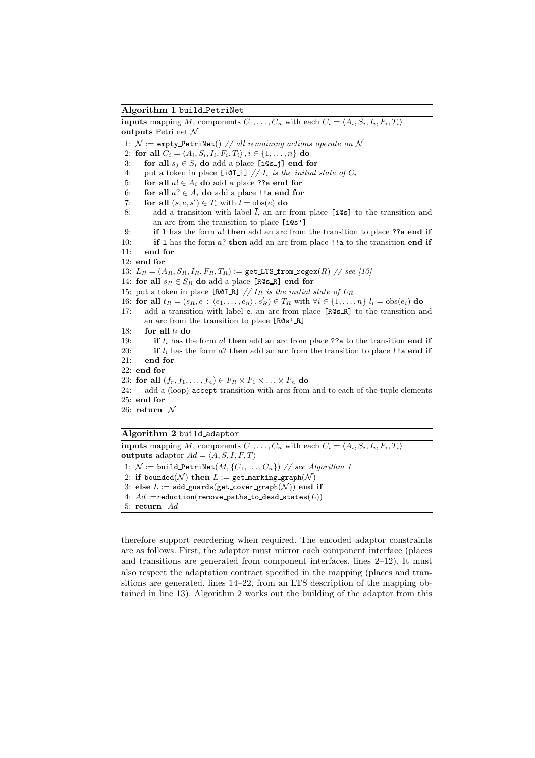**Algorithm 1** build_PetriNet

**inputs** mapping $M$, components $C_1, \ldots, C_n$ with each $C_i = \langle A_i, S_i, I_i, F_i, T_i \rangle$
**outputs** Petri net $\mathcal{N}$

```
1: N := empty_PetriNet() // all remaining actions operate on N
2: for all C_i = ⟨A_i, S_i, I_i, F_i, T_i⟩, i ∈ {1,...,n} do
3:    for all s_j ∈ S_i do add a place [i@s_j] end for
4:    put a token in place [i@I_i] // I_i is the initial state of C_i
5:    for all a! ∈ A_i do add a place ??a end for
6:    for all a? ∈ A_i do add a place !!a end for
7:    for all (s, e, s') ∈ T_i with l = obs(e) do
8:       add a transition with label l̄, an arc from place [i@s] to the transition and
         an arc from the transition to place [i@s']
9:       if l has the form a! then add an arc from the transition to place ??a end if
10:      if l has the form a? then add an arc from place !!a to the transition end if
11:   end for
12: end for
13: L_R = (A_R, S_R, I_R, F_R, T_R) := get_LTS_from_regex(R) // see [13]
14: for all s_R ∈ S_R do add a place [R@s_R] end for
15: put a token in place [R@I_R] // I_R is the initial state of L_R
16: for all t_R = (s_R, e : ⟨e_1,...,e_n⟩, s'_R) ∈ T_R with ∀i ∈ {1,...,n} l_i = obs(e_i) do
17:    add a transition with label e, an arc from place [R@s_R] to the transition and
       an arc from the transition to place [R@s'_R]
18:    for all l_i do
19:       if l_i has the form a! then add an arc from place ??a to the transition end if
20:       if l_i has the form a? then add an arc from the transition to place !!a end if
21:    end for
22: end for
23: for all (f_r, f_1,...,f_n) ∈ F_R × F_1 × ... × F_n do
24:    add a (loop) accept transition with arcs from and to each of the tuple elements
25: end for
26: return N
```

**Algorithm 2** build_adaptor

**inputs** mapping $M$, components $C_1, \ldots, C_n$ with each $C_i = \langle A_i, S_i, I_i, F_i, T_i \rangle$
**outputs** adaptor $Ad = \langle A, S, I, F, T \rangle$

```
1: N := build_PetriNet(M, {C_1,...,C_n}) // see Algorithm 1
2: if bounded(N) then L := get_marking_graph(N)
3: else L := add_guards(get_cover_graph(N)) end if
4: Ad := reduction(remove_paths_to_dead_states(L))
5: return Ad
```

therefore support reordering when required. The encoded adaptor constraints are as follows. First, the adaptor must mirror each component interface (places and transitions are generated from component interfaces, lines 2–12). It must also respect the adaptation contract specified in the mapping (places and transitions are generated, lines 14–22, from an LTS description of the mapping obtained in line 13). Algorithm 2 works out the building of the adaptor from this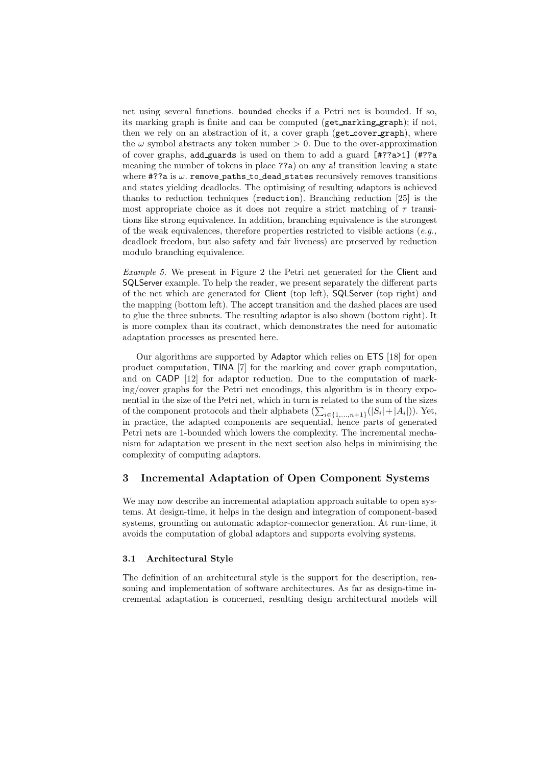net using several functions. `bounded` checks if a Petri net is bounded. If so, its marking graph is finite and can be computed (`get_marking_graph`); if not, then we rely on an abstraction of it, a cover graph (`get_cover_graph`), where the $\omega$ symbol abstracts any token number $> 0$. Due to the over-approximation of cover graphs, `add_guards` is used on them to add a guard `[#??a>1]` (`#??a` meaning the number of tokens in place `??a`) on any `a!` transition leaving a state where `#??a` is $\omega$. `remove_paths_to_dead_states` recursively removes transitions and states yielding deadlocks. The optimising of resulting adaptors is achieved thanks to reduction techniques (`reduction`). Branching reduction [25] is the most appropriate choice as it does not require a strict matching of $\tau$ transitions like strong equivalence. In addition, branching equivalence is the strongest of the weak equivalences, therefore properties restricted to visible actions (*e.g.,* deadlock freedom, but also safety and fair liveness) are preserved by reduction modulo branching equivalence.

*Example 5.* We present in Figure 2 the Petri net generated for the Client and SQLServer example. To help the reader, we present separately the different parts of the net which are generated for Client (top left), SQLServer (top right) and the mapping (bottom left). The accept transition and the dashed places are used to glue the three subnets. The resulting adaptor is also shown (bottom right). It is more complex than its contract, which demonstrates the need for automatic adaptation processes as presented here.

Our algorithms are supported by Adaptor which relies on ETS [18] for open product computation, TINA [7] for the marking and cover graph computation, and on CADP [12] for adaptor reduction. Due to the computation of marking/cover graphs for the Petri net encodings, this algorithm is in theory exponential in the size of the Petri net, which in turn is related to the sum of the sizes of the component protocols and their alphabets ($\sum_{i\in\{1,\ldots,n+1\}}(|S_i|+|A_i|)$). Yet, in practice, the adapted components are sequential, hence parts of generated Petri nets are 1-bounded which lowers the complexity. The incremental mechanism for adaptation we present in the next section also helps in minimising the complexity of computing adaptors.

## 3 Incremental Adaptation of Open Component Systems

We may now describe an incremental adaptation approach suitable to open systems. At design-time, it helps in the design and integration of component-based systems, grounding on automatic adaptor-connector generation. At run-time, it avoids the computation of global adaptors and supports evolving systems.

### 3.1 Architectural Style

The definition of an architectural style is the support for the description, reasoning and implementation of software architectures. As far as design-time incremental adaptation is concerned, resulting design architectural models will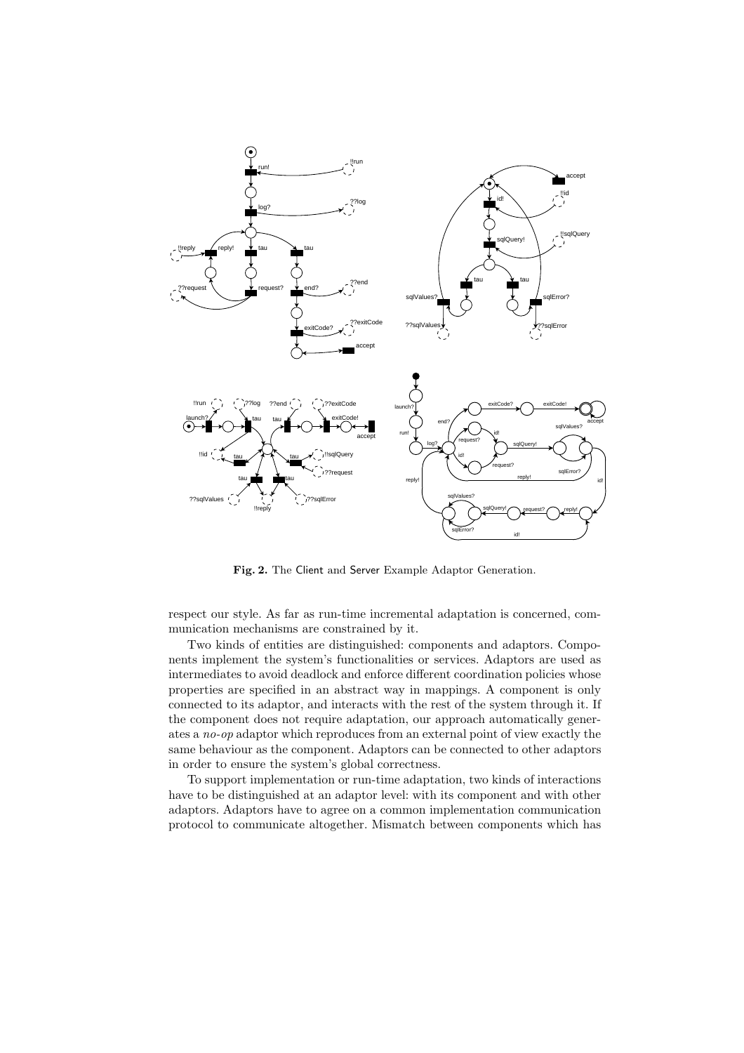**Fig. 2.** The Client and Server Example Adaptor Generation.

respect our style. As far as run-time incremental adaptation is concerned, communication mechanisms are constrained by it.

Two kinds of entities are distinguished: components and adaptors. Components implement the system's functionalities or services. Adaptors are used as intermediates to avoid deadlock and enforce different coordination policies whose properties are specified in an abstract way in mappings. A component is only connected to its adaptor, and interacts with the rest of the system through it. If the component does not require adaptation, our approach automatically generates a *no-op* adaptor which reproduces from an external point of view exactly the same behaviour as the component. Adaptors can be connected to other adaptors in order to ensure the system's global correctness.

To support implementation or run-time adaptation, two kinds of interactions have to be distinguished at an adaptor level: with its component and with other adaptors. Adaptors have to agree on a common implementation communication protocol to communicate altogether. Mismatch between components which has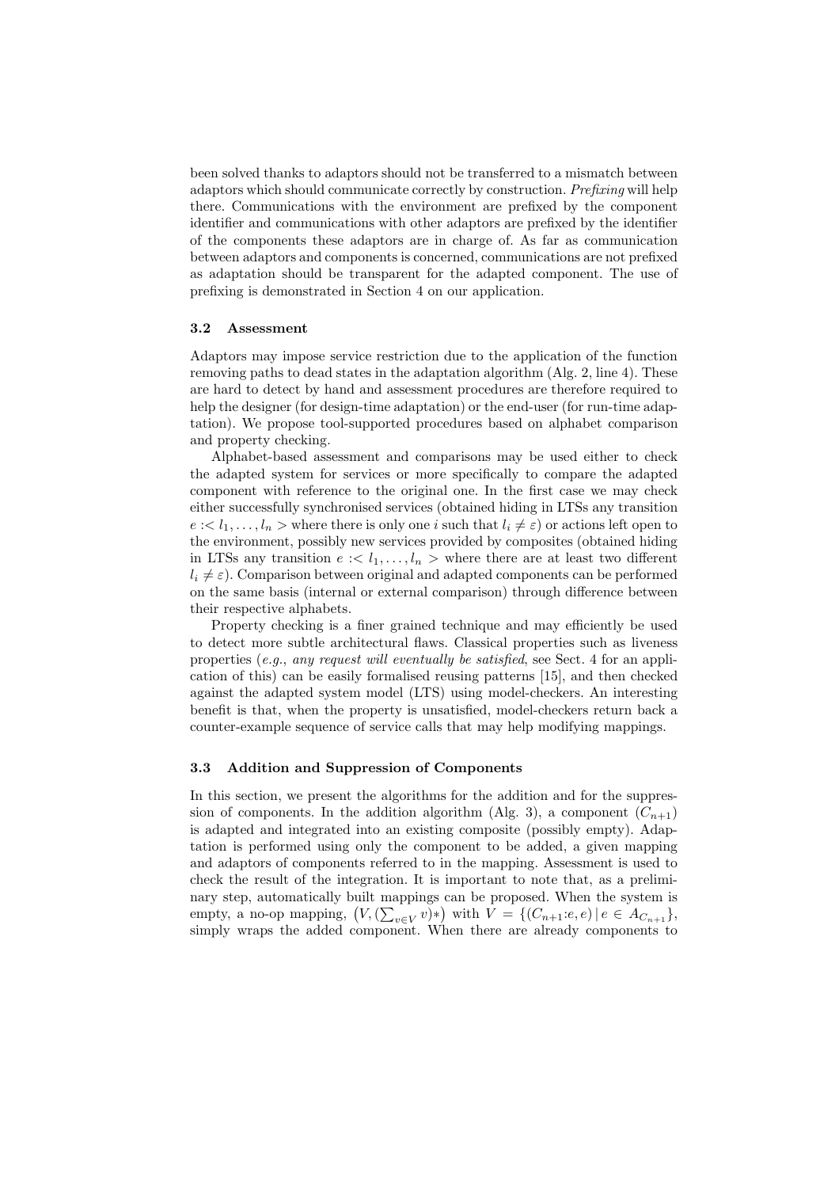been solved thanks to adaptors should not be transferred to a mismatch between adaptors which should communicate correctly by construction. *Prefixing* will help there. Communications with the environment are prefixed by the component identifier and communications with other adaptors are prefixed by the identifier of the components these adaptors are in charge of. As far as communication between adaptors and components is concerned, communications are not prefixed as adaptation should be transparent for the adapted component. The use of prefixing is demonstrated in Section 4 on our application.

### 3.2 Assessment

Adaptors may impose service restriction due to the application of the function removing paths to dead states in the adaptation algorithm (Alg. 2, line 4). These are hard to detect by hand and assessment procedures are therefore required to help the designer (for design-time adaptation) or the end-user (for run-time adaptation). We propose tool-supported procedures based on alphabet comparison and property checking.

Alphabet-based assessment and comparisons may be used either to check the adapted system for services or more specifically to compare the adapted component with reference to the original one. In the first case we may check either successfully synchronised services (obtained hiding in LTSs any transition $e :< l_1, \ldots, l_n >$ where there is only one $i$ such that $l_i \neq \varepsilon$) or actions left open to the environment, possibly new services provided by composites (obtained hiding in LTSs any transition $e :< l_1, \ldots, l_n >$ where there are at least two different $l_i \neq \varepsilon$). Comparison between original and adapted components can be performed on the same basis (internal or external comparison) through difference between their respective alphabets.

Property checking is a finer grained technique and may efficiently be used to detect more subtle architectural flaws. Classical properties such as liveness properties (*e.g.*, *any request will eventually be satisfied*, see Sect. 4 for an application of this) can be easily formalised reusing patterns [15], and then checked against the adapted system model (LTS) using model-checkers. An interesting benefit is that, when the property is unsatisfied, model-checkers return back a counter-example sequence of service calls that may help modifying mappings.

### 3.3 Addition and Suppression of Components

In this section, we present the algorithms for the addition and for the suppression of components. In the addition algorithm (Alg. 3), a component ($C_{n+1}$) is adapted and integrated into an existing composite (possibly empty). Adaptation is performed using only the component to be added, a given mapping and adaptors of components referred to in the mapping. Assessment is used to check the result of the integration. It is important to note that, as a preliminary step, automatically built mappings can be proposed. When the system is empty, a no-op mapping, $\left(V, (\sum_{v \in V} v)*\right)$ with $V = \{(C_{n+1}{:}e, e) \,|\, e \in A_{C_{n+1}}\}$, simply wraps the added component. When there are already components to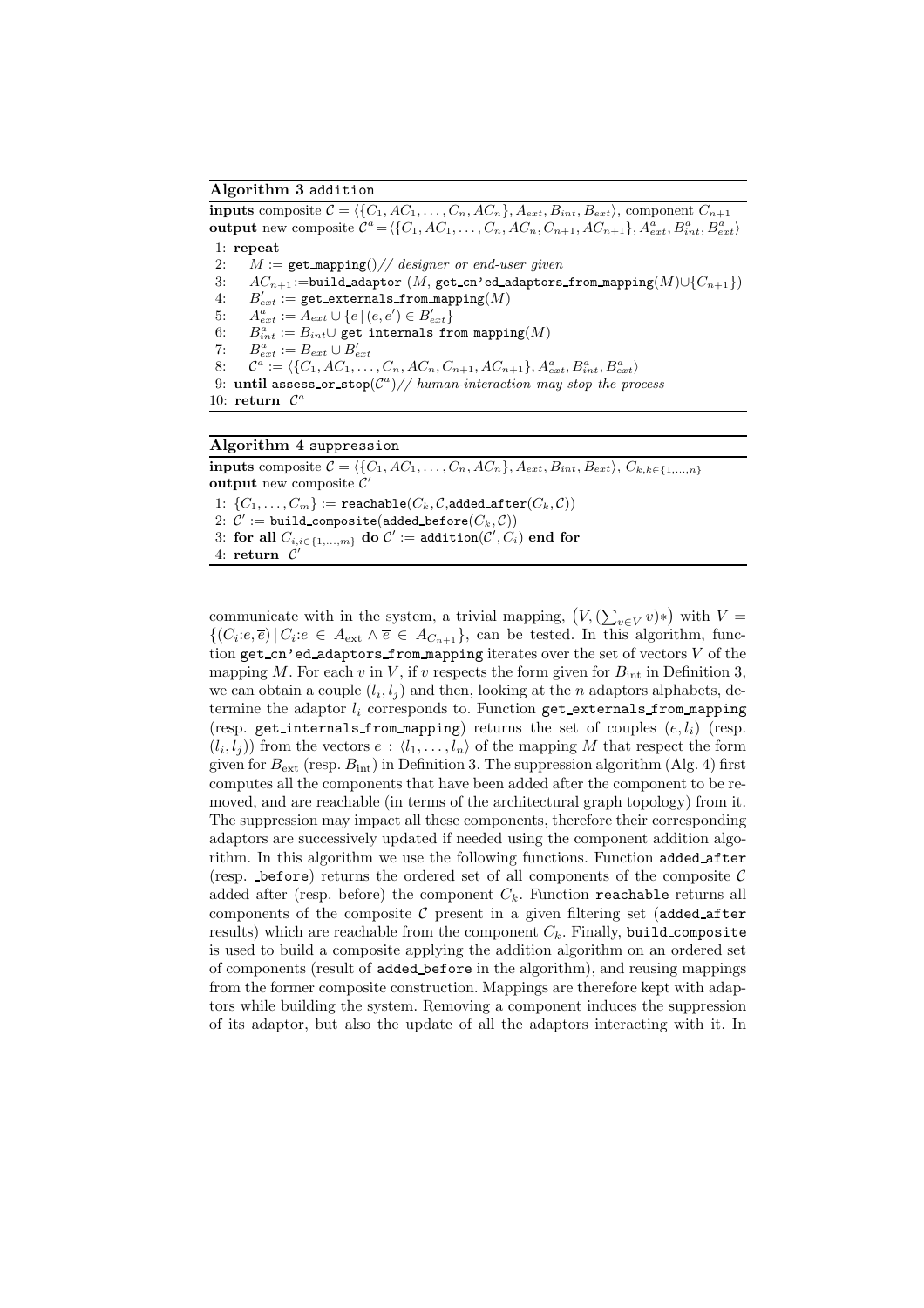**Algorithm 3** `addition`

**inputs** composite $\mathcal{C} = \langle\{C_1, AC_1, \ldots, C_n, AC_n\}, A_{ext}, B_{int}, B_{ext}\rangle$, component $C_{n+1}$
**output** new composite $\mathcal{C}^a = \langle\{C_1, AC_1, \ldots, C_n, AC_n, C_{n+1}, AC_{n+1}\}, A^a_{ext}, B^a_{int}, B^a_{ext}\rangle$

1: **repeat**
2: $\quad M :=$ `get_mapping`()// *designer or end-user given*
3: $\quad AC_{n+1} :=$`build_adaptor` ($M$, `get_cn'ed_adaptors_from_mapping`$(M) \cup \{C_{n+1}\}$)
4: $\quad B'_{ext} :=$ `get_externals_from_mapping`$(M)$
5: $\quad A^a_{ext} := A_{ext} \cup \{e \,|\, (e, e') \in B'_{ext}\}$
6: $\quad B^a_{int} := B_{int} \cup$ `get_internals_from_mapping`$(M)$
7: $\quad B^a_{ext} := B_{ext} \cup B'_{ext}$
8: $\quad \mathcal{C}^a := \langle\{C_1, AC_1, \ldots, C_n, AC_n, C_{n+1}, AC_{n+1}\}, A^a_{ext}, B^a_{int}, B^a_{ext}\rangle$
9: **until** `assess_or_stop`$(\mathcal{C}^a)$// *human-interaction may stop the process*
10: **return** $\mathcal{C}^a$

**Algorithm 4** `suppression`

**inputs** composite $\mathcal{C} = \langle\{C_1, AC_1, \ldots, C_n, AC_n\}, A_{ext}, B_{int}, B_{ext}\rangle$, $C_{k,k\in\{1,\ldots,n\}}$
**output** new composite $\mathcal{C}'$

1: $\{C_1, \ldots, C_m\} :=$ `reachable`$(C_k, \mathcal{C},$`added_after`$(C_k, \mathcal{C}))$
2: $\mathcal{C}' :=$ `build_composite`(`added_before`$(C_k, \mathcal{C})$)
3: **for all** $C_{i,i\in\{1,\ldots,m\}}$ **do** $\mathcal{C}' :=$ `addition`$(\mathcal{C}', C_i)$ **end for**
4: **return** $\mathcal{C}'$

communicate with in the system, a trivial mapping, $\left(V, (\sum_{v \in V} v)*\right)$ with $V = \{(C_i{:}e, \overline{e}) \,|\, C_i{:}e \in A_{\text{ext}} \wedge \overline{e} \in A_{C_{n+1}}\}$, can be tested. In this algorithm, function `get_cn'ed_adaptors_from_mapping` iterates over the set of vectors $V$ of the mapping $M$. For each $v$ in $V$, if $v$ respects the form given for $B_{\text{int}}$ in Definition 3, we can obtain a couple $(l_i, l_j)$ and then, looking at the $n$ adaptors alphabets, determine the adaptor $l_i$ corresponds to. Function `get_externals_from_mapping` (resp. `get_internals_from_mapping`) returns the set of couples $(e, l_i)$ (resp. $(l_i, l_j)$) from the vectors $e : \langle l_1, \ldots, l_n\rangle$ of the mapping $M$ that respect the form given for $B_{\text{ext}}$ (resp. $B_{\text{int}}$) in Definition 3. The suppression algorithm (Alg. 4) first computes all the components that have been added after the component to be removed, and are reachable (in terms of the architectural graph topology) from it. The suppression may impact all these components, therefore their corresponding adaptors are successively updated if needed using the component addition algorithm. In this algorithm we use the following functions. Function `added_after` (resp. `_before`) returns the ordered set of all components of the composite $\mathcal{C}$ added after (resp. before) the component $C_k$. Function `reachable` returns all components of the composite $\mathcal{C}$ present in a given filtering set (`added_after` results) which are reachable from the component $C_k$. Finally, `build_composite` is used to build a composite applying the addition algorithm on an ordered set of components (result of `added_before` in the algorithm), and reusing mappings from the former composite construction. Mappings are therefore kept with adaptors while building the system. Removing a component induces the suppression of its adaptor, but also the update of all the adaptors interacting with it. In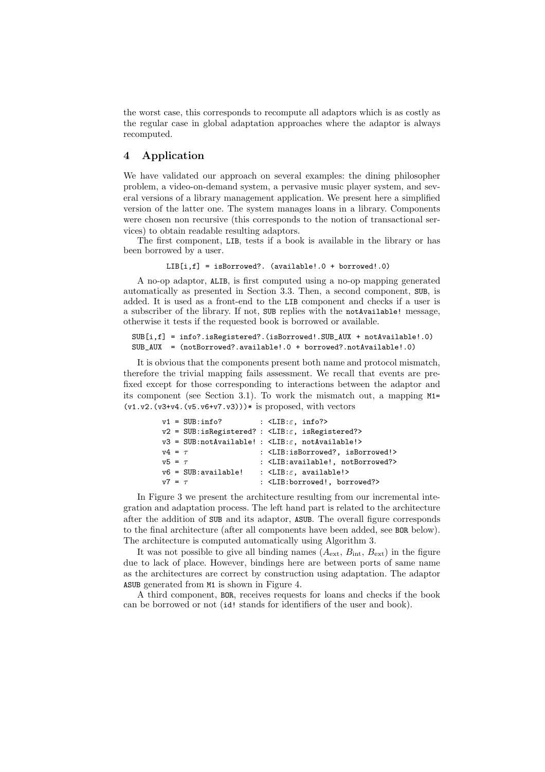the worst case, this corresponds to recompute all adaptors which is as costly as the regular case in global adaptation approaches where the adaptor is always recomputed.

## 4 Application

We have validated our approach on several examples: the dining philosopher problem, a video-on-demand system, a pervasive music player system, and several versions of a library management application. We present here a simplified version of the latter one. The system manages loans in a library. Components were chosen non recursive (this corresponds to the notion of transactional services) to obtain readable resulting adaptors.

The first component, `LIB`, tests if a book is available in the library or has been borrowed by a user.

```
LIB[i,f] = isBorrowed?. (available!.0 + borrowed!.0)
```

A no-op adaptor, `ALIB`, is first computed using a no-op mapping generated automatically as presented in Section 3.3. Then, a second component, `SUB`, is added. It is used as a front-end to the `LIB` component and checks if a user is a subscriber of the library. If not, `SUB` replies with the `notAvailable!` message, otherwise it tests if the requested book is borrowed or available.

```
SUB[i,f] = info?.isRegistered?.(isBorrowed!.SUB_AUX + notAvailable!.0)
SUB_AUX  = (notBorrowed?.available!.0 + borrowed?.notAvailable!.0)
```

It is obvious that the components present both name and protocol mismatch, therefore the trivial mapping fails assessment. We recall that events are prefixed except for those corresponding to interactions between the adaptor and its component (see Section 3.1). To work the mismatch out, a mapping `M1= (v1.v2.(v3+v4.(v5.v6+v7.v3)))*` is proposed, with vectors

```
v1 = SUB:info?          : <LIB:ε, info?>
v2 = SUB:isRegistered? : <LIB:ε, isRegistered?>
v3 = SUB:notAvailable! : <LIB:ε, notAvailable!>
v4 = τ                  : <LIB:isBorrowed?, isBorrowed!>
v5 = τ                  : <LIB:available!, notBorrowed?>
v6 = SUB:available!     : <LIB:ε, available!>
v7 = τ                  : <LIB:borrowed!, borrowed?>
```

In Figure 3 we present the architecture resulting from our incremental integration and adaptation process. The left hand part is related to the architecture after the addition of `SUB` and its adaptor, `ASUB`. The overall figure corresponds to the final architecture (after all components have been added, see `BOR` below). The architecture is computed automatically using Algorithm 3.

It was not possible to give all binding names ($A_{\text{ext}}$, $B_{\text{int}}$, $B_{\text{ext}}$) in the figure due to lack of place. However, bindings here are between ports of same name as the architectures are correct by construction using adaptation. The adaptor `ASUB` generated from `M1` is shown in Figure 4.

A third component, `BOR`, receives requests for loans and checks if the book can be borrowed or not (`id!` stands for identifiers of the user and book).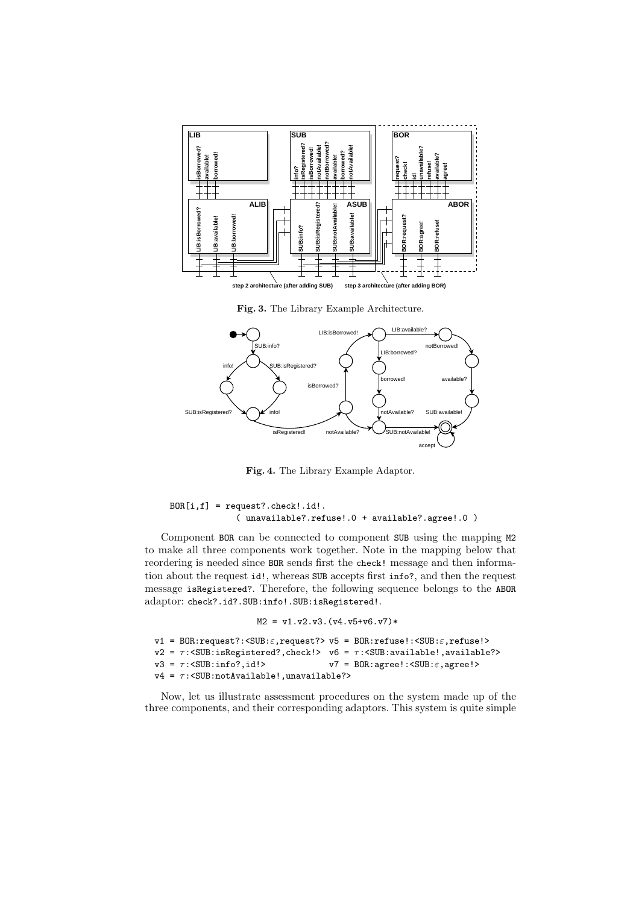**Fig. 3.** The Library Example Architecture.

**Fig. 4.** The Library Example Adaptor.

```
BOR[i,f] = request?.check!.id!.
           ( unavailable?.refuse!.0 + available?.agree!.0 )
```

Component BOR can be connected to component SUB using the mapping M2 to make all three components work together. Note in the mapping below that reordering is needed since BOR sends first the check! message and then information about the request id!, whereas SUB accepts first info?, and then the request message isRegistered?. Therefore, the following sequence belongs to the ABOR adaptor: check?.id?.SUB:info!.SUB:isRegistered!.

```
M2 = v1.v2.v3.(v4.v5+v6.v7)*

v1 = BOR:request?:<SUB:ε,request?>  v5 = BOR:refuse!:<SUB:ε,refuse!>
v2 = τ:<SUB:isRegistered?,check!>   v6 = τ:<SUB:available!,available?>
v3 = τ:<SUB:info?,id!>              v7 = BOR:agree!:<SUB:ε,agree!>
v4 = τ:<SUB:notAvailable!,unavailable?>
```

Now, let us illustrate assessment procedures on the system made up of the three components, and their corresponding adaptors. This system is quite simple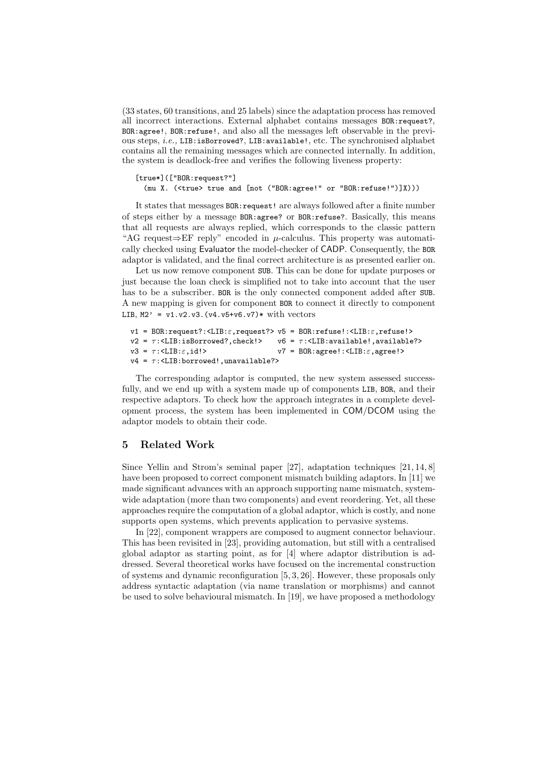(33 states, 60 transitions, and 25 labels) since the adaptation process has removed all incorrect interactions. External alphabet contains messages BOR:request?, BOR:agree!, BOR:refuse!, and also all the messages left observable in the previous steps, *i.e.,* LIB:isBorrowed?, LIB:available!, etc. The synchronised alphabet contains all the remaining messages which are connected internally. In addition, the system is deadlock-free and verifies the following liveness property:

```
[true*](["BOR:request?"]
  (mu X. (<true> true and [not ("BOR:agree!" or "BOR:refuse!")]X)))
```

It states that messages BOR:request! are always followed after a finite number of steps either by a message BOR:agree? or BOR:refuse?. Basically, this means that all requests are always replied, which corresponds to the classic pattern "AG request⇒EF reply" encoded in $\mu$-calculus. This property was automatically checked using Evaluator the model-checker of CADP. Consequently, the BOR adaptor is validated, and the final correct architecture is as presented earlier on.

Let us now remove component SUB. This can be done for update purposes or just because the loan check is simplified not to take into account that the user has to be a subscriber. BOR is the only connected component added after SUB. A new mapping is given for component BOR to connect it directly to component LIB, M2' = v1.v2.v3.(v4.v5+v6.v7)* with vectors

```
v1 = BOR:request?:<LIB:ε,request?> v5 = BOR:refuse!:<LIB:ε,refuse!>
v2 = τ:<LIB:isBorrowed?,check!>    v6 = τ:<LIB:available!,available?>
v3 = τ:<LIB:ε,id!>                 v7 = BOR:agree!:<LIB:ε,agree!>
v4 = τ:<LIB:borrowed!,unavailable?>
```

The corresponding adaptor is computed, the new system assessed successfully, and we end up with a system made up of components LIB, BOR, and their respective adaptors. To check how the approach integrates in a complete development process, the system has been implemented in COM/DCOM using the adaptor models to obtain their code.

## 5 Related Work

Since Yellin and Strom's seminal paper [27], adaptation techniques [21, 14, 8] have been proposed to correct component mismatch building adaptors. In [11] we made significant advances with an approach supporting name mismatch, system-wide adaptation (more than two components) and event reordering. Yet, all these approaches require the computation of a global adaptor, which is costly, and none supports open systems, which prevents application to pervasive systems.

In [22], component wrappers are composed to augment connector behaviour. This has been revisited in [23], providing automation, but still with a centralised global adaptor as starting point, as for [4] where adaptor distribution is addressed. Several theoretical works have focused on the incremental construction of systems and dynamic reconfiguration [5, 3, 26]. However, these proposals only address syntactic adaptation (via name translation or morphisms) and cannot be used to solve behavioural mismatch. In [19], we have proposed a methodology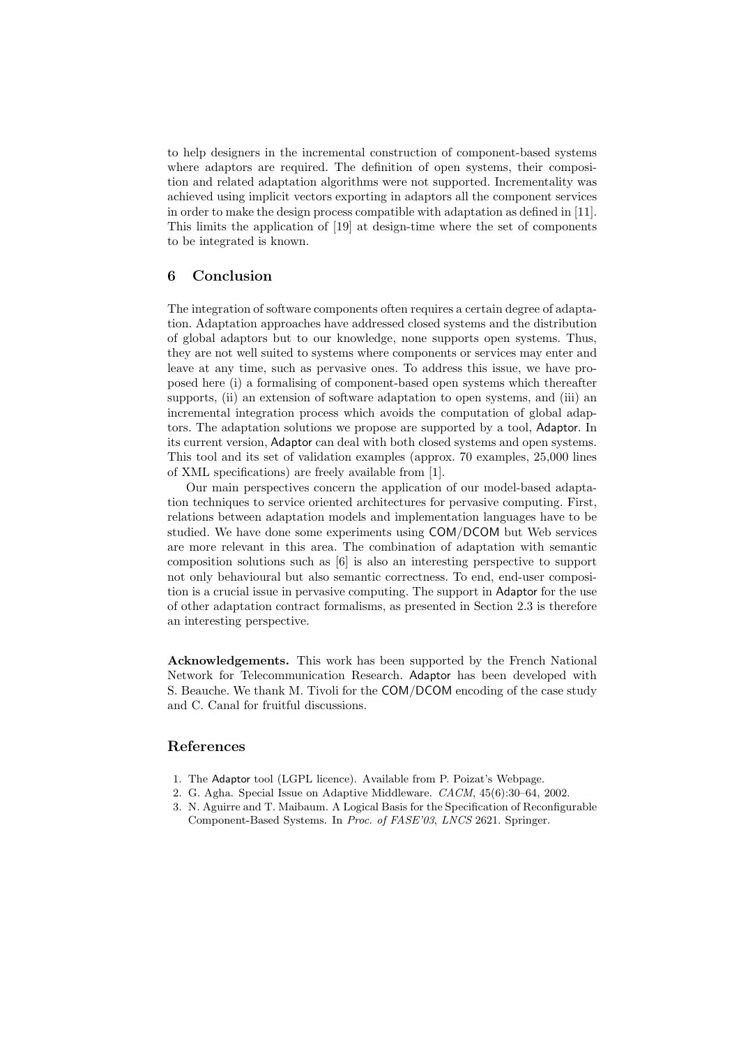to help designers in the incremental construction of component-based systems where adaptors are required. The definition of open systems, their composition and related adaptation algorithms were not supported. Incrementality was achieved using implicit vectors exporting in adaptors all the component services in order to make the design process compatible with adaptation as defined in [11]. This limits the application of [19] at design-time where the set of components to be integrated is known.

## 6 Conclusion

The integration of software components often requires a certain degree of adaptation. Adaptation approaches have addressed closed systems and the distribution of global adaptors but to our knowledge, none supports open systems. Thus, they are not well suited to systems where components or services may enter and leave at any time, such as pervasive ones. To address this issue, we have proposed here (i) a formalising of component-based open systems which thereafter supports, (ii) an extension of software adaptation to open systems, and (iii) an incremental integration process which avoids the computation of global adaptors. The adaptation solutions we propose are supported by a tool, Adaptor. In its current version, Adaptor can deal with both closed systems and open systems. This tool and its set of validation examples (approx. 70 examples, 25,000 lines of XML specifications) are freely available from [1].

Our main perspectives concern the application of our model-based adaptation techniques to service oriented architectures for pervasive computing. First, relations between adaptation models and implementation languages have to be studied. We have done some experiments using COM/DCOM but Web services are more relevant in this area. The combination of adaptation with semantic composition solutions such as [6] is also an interesting perspective to support not only behavioural but also semantic correctness. To end, end-user composition is a crucial issue in pervasive computing. The support in Adaptor for the use of other adaptation contract formalisms, as presented in Section 2.3 is therefore an interesting perspective.

**Acknowledgements.** This work has been supported by the French National Network for Telecommunication Research. Adaptor has been developed with S. Beauche. We thank M. Tivoli for the COM/DCOM encoding of the case study and C. Canal for fruitful discussions.

## References

1. The Adaptor tool (LGPL licence). Available from P. Poizat's Webpage.
2. G. Agha. Special Issue on Adaptive Middleware. *CACM*, 45(6):30–64, 2002.
3. N. Aguirre and T. Maibaum. A Logical Basis for the Specification of Reconfigurable Component-Based Systems. In *Proc. of FASE'03*, *LNCS* 2621. Springer.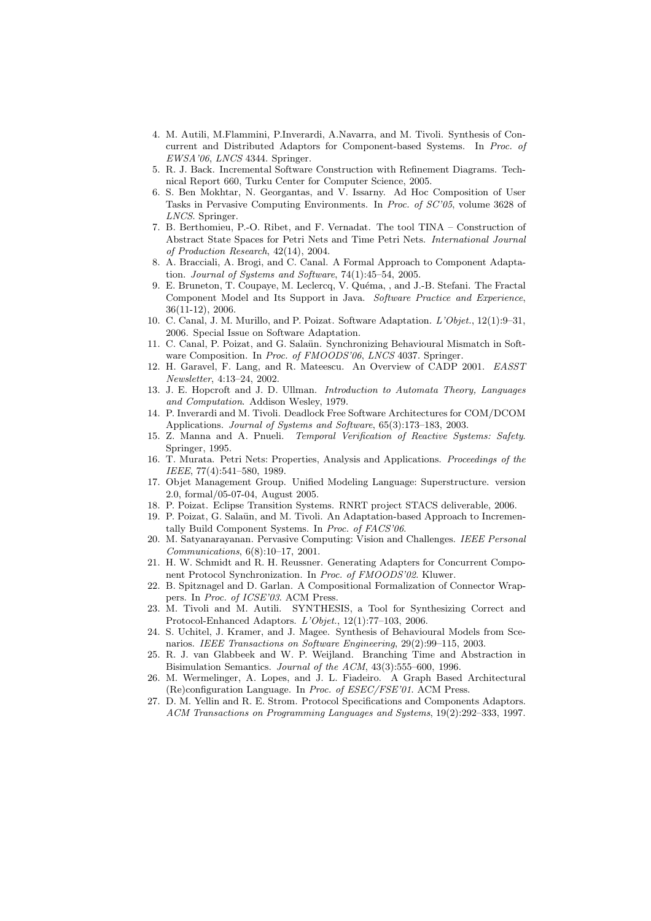4. M. Autili, M.Flammini, P.Inverardi, A.Navarra, and M. Tivoli. Synthesis of Concurrent and Distributed Adaptors for Component-based Systems. In *Proc. of EWSA'06*, *LNCS* 4344. Springer.
5. R. J. Back. Incremental Software Construction with Refinement Diagrams. Technical Report 660, Turku Center for Computer Science, 2005.
6. S. Ben Mokhtar, N. Georgantas, and V. Issarny. Ad Hoc Composition of User Tasks in Pervasive Computing Environments. In *Proc. of SC'05*, volume 3628 of *LNCS*. Springer.
7. B. Berthomieu, P.-O. Ribet, and F. Vernadat. The tool TINA – Construction of Abstract State Spaces for Petri Nets and Time Petri Nets. *International Journal of Production Research*, 42(14), 2004.
8. A. Bracciali, A. Brogi, and C. Canal. A Formal Approach to Component Adaptation. *Journal of Systems and Software*, 74(1):45–54, 2005.
9. E. Bruneton, T. Coupaye, M. Leclercq, V. Quéma, , and J.-B. Stefani. The Fractal Component Model and Its Support in Java. *Software Practice and Experience*, 36(11-12), 2006.
10. C. Canal, J. M. Murillo, and P. Poizat. Software Adaptation. *L'Objet.*, 12(1):9–31, 2006. Special Issue on Software Adaptation.
11. C. Canal, P. Poizat, and G. Salaün. Synchronizing Behavioural Mismatch in Software Composition. In *Proc. of FMOODS'06*, *LNCS* 4037. Springer.
12. H. Garavel, F. Lang, and R. Mateescu. An Overview of CADP 2001. *EASST Newsletter*, 4:13–24, 2002.
13. J. E. Hopcroft and J. D. Ullman. *Introduction to Automata Theory, Languages and Computation*. Addison Wesley, 1979.
14. P. Inverardi and M. Tivoli. Deadlock Free Software Architectures for COM/DCOM Applications. *Journal of Systems and Software*, 65(3):173–183, 2003.
15. Z. Manna and A. Pnueli. *Temporal Verification of Reactive Systems: Safety*. Springer, 1995.
16. T. Murata. Petri Nets: Properties, Analysis and Applications. *Proceedings of the IEEE*, 77(4):541–580, 1989.
17. Objet Management Group. Unified Modeling Language: Superstructure. version 2.0, formal/05-07-04, August 2005.
18. P. Poizat. Eclipse Transition Systems. RNRT project STACS deliverable, 2006.
19. P. Poizat, G. Salaün, and M. Tivoli. An Adaptation-based Approach to Incrementally Build Component Systems. In *Proc. of FACS'06*.
20. M. Satyanarayanan. Pervasive Computing: Vision and Challenges. *IEEE Personal Communications*, 6(8):10–17, 2001.
21. H. W. Schmidt and R. H. Reussner. Generating Adapters for Concurrent Component Protocol Synchronization. In *Proc. of FMOODS'02*. Kluwer.
22. B. Spitznagel and D. Garlan. A Compositional Formalization of Connector Wrappers. In *Proc. of ICSE'03*. ACM Press.
23. M. Tivoli and M. Autili. SYNTHESIS, a Tool for Synthesizing Correct and Protocol-Enhanced Adaptors. *L'Objet.*, 12(1):77–103, 2006.
24. S. Uchitel, J. Kramer, and J. Magee. Synthesis of Behavioural Models from Scenarios. *IEEE Transactions on Software Engineering*, 29(2):99–115, 2003.
25. R. J. van Glabbeek and W. P. Weijland. Branching Time and Abstraction in Bisimulation Semantics. *Journal of the ACM*, 43(3):555–600, 1996.
26. M. Wermelinger, A. Lopes, and J. L. Fiadeiro. A Graph Based Architectural (Re)configuration Language. In *Proc. of ESEC/FSE'01*. ACM Press.
27. D. M. Yellin and R. E. Strom. Protocol Specifications and Components Adaptors. *ACM Transactions on Programming Languages and Systems*, 19(2):292–333, 1997.